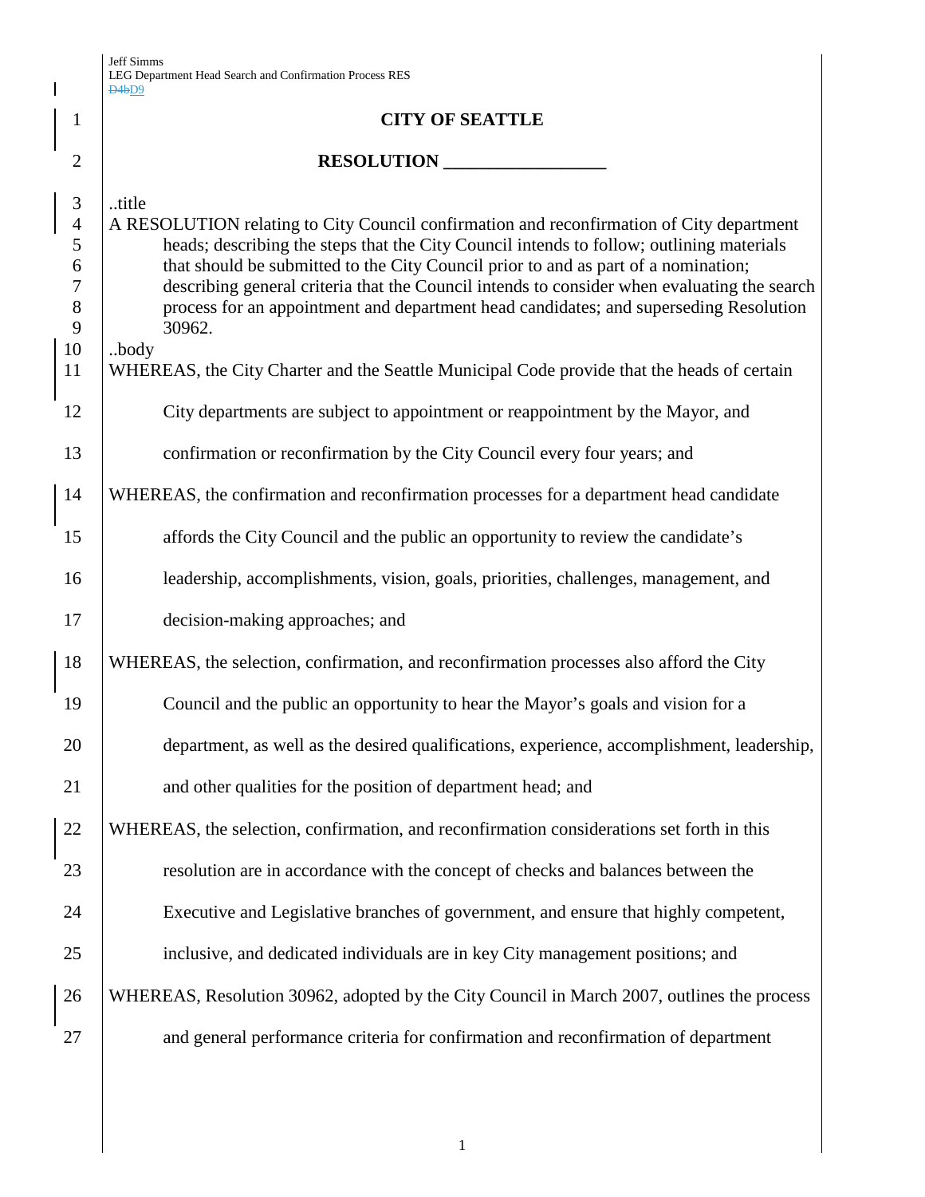# CITY OF SEATTLE

## RESOLUTION __________________

..title
A RESOLUTION relating to City Council confirmation and reconfirmation of City department heads; describing the steps that the City Council intends to follow; outlining materials that should be submitted to the City Council prior to and as part of a nomination; describing general criteria that the Council intends to consider when evaluating the search process for an appointment and department head candidates; and superseding Resolution 30962.
..body

WHEREAS, the City Charter and the Seattle Municipal Code provide that the heads of certain City departments are subject to appointment or reappointment by the Mayor, and confirmation or reconfirmation by the City Council every four years; and

WHEREAS, the confirmation and reconfirmation processes for a department head candidate affords the City Council and the public an opportunity to review the candidate's leadership, accomplishments, vision, goals, priorities, challenges, management, and decision-making approaches; and

WHEREAS, the selection, confirmation, and reconfirmation processes also afford the City Council and the public an opportunity to hear the Mayor's goals and vision for a department, as well as the desired qualifications, experience, accomplishment, leadership, and other qualities for the position of department head; and

WHEREAS, the selection, confirmation, and reconfirmation considerations set forth in this resolution are in accordance with the concept of checks and balances between the Executive and Legislative branches of government, and ensure that highly competent, inclusive, and dedicated individuals are in key City management positions; and

WHEREAS, Resolution 30962, adopted by the City Council in March 2007, outlines the process and general performance criteria for confirmation and reconfirmation of department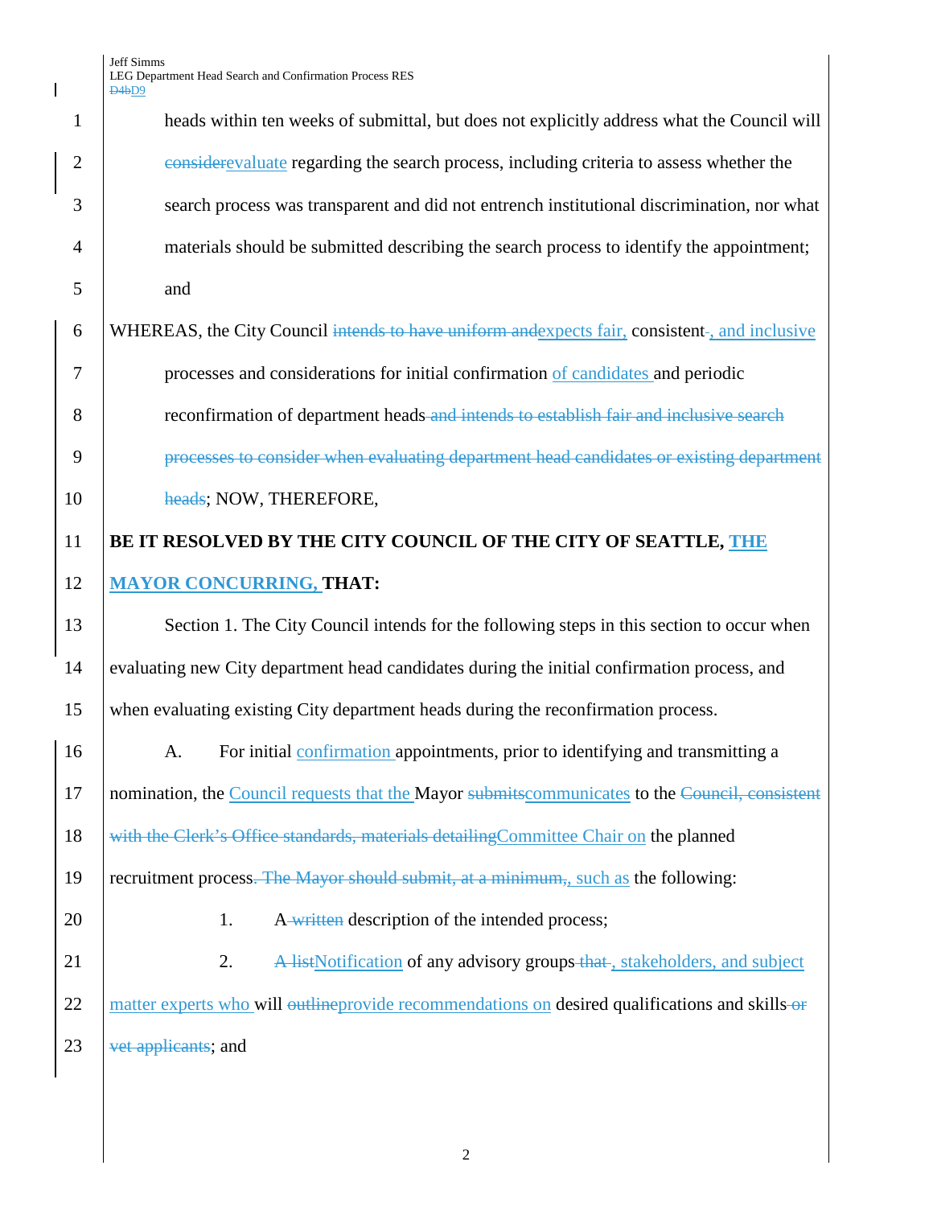heads within ten weeks of submittal, but does not explicitly address what the Council will ~~consider~~evaluate regarding the search process, including criteria to assess whether the search process was transparent and did not entrench institutional discrimination, nor what materials should be submitted describing the search process to identify the appointment; and

WHEREAS, the City Council ~~intends to have uniform and~~expects fair, consistent~~,~~, and inclusive processes and considerations for initial confirmation of candidates and periodic reconfirmation of department heads ~~and intends to establish fair and inclusive search processes to consider when evaluating department head candidates or existing department heads~~; NOW, THEREFORE,

**BE IT RESOLVED BY THE CITY COUNCIL OF THE CITY OF SEATTLE, THE MAYOR CONCURRING, THAT:**

Section 1. The City Council intends for the following steps in this section to occur when evaluating new City department head candidates during the initial confirmation process, and when evaluating existing City department heads during the reconfirmation process.

A. For initial confirmation appointments, prior to identifying and transmitting a nomination, the Council requests that the Mayor ~~submits~~communicates to the ~~Council, consistent with the Clerk's Office standards, materials detailing~~Committee Chair on the planned recruitment process~~. The Mayor should submit, at a minimum,~~, such as the following:

1. A ~~written~~ description of the intended process;

2. ~~A list~~Notification of any advisory groups ~~that~~ , stakeholders, and subject matter experts who will ~~outline~~provide recommendations on desired qualifications and skills ~~or vet applicants~~; and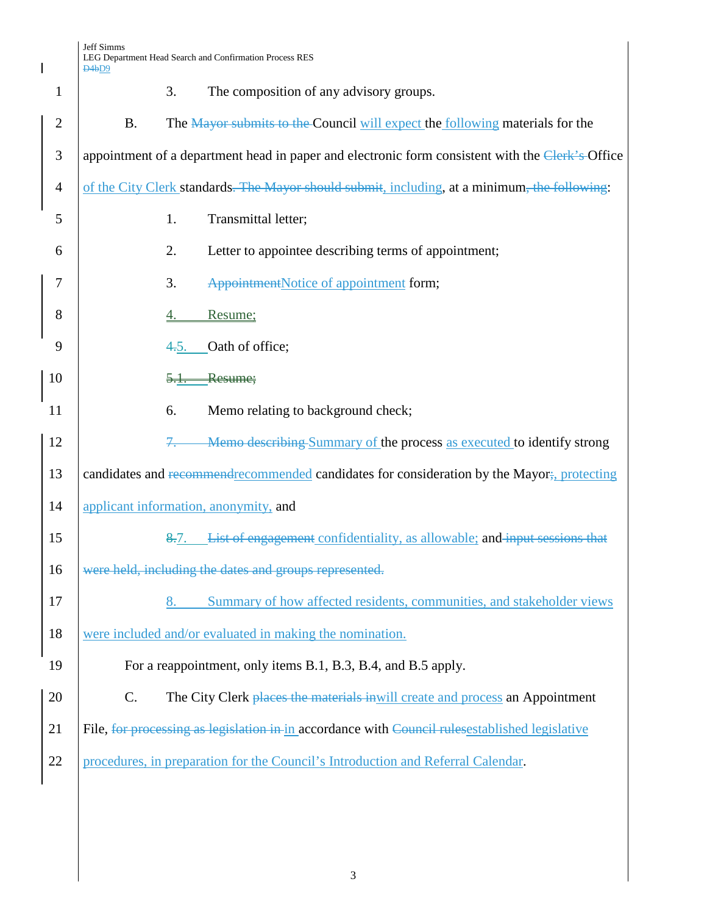3. The composition of any advisory groups.

B. The ~~Mayor submits to the~~ Council will expect the following materials for the appointment of a department head in paper and electronic form consistent with the ~~Clerk's~~ Office of the City Clerk standards~~. The Mayor should submit~~, including, at a minimum~~, the following~~:

1. Transmittal letter;

2. Letter to appointee describing terms of appointment;

3. ~~Appointment~~Notice of appointment form;

4. Resume;

~~4.~~5. Oath of office;

~~5.1. Resume;~~

6. Memo relating to background check;

~~7.~~ ~~Memo describing~~ Summary of the process as executed to identify strong candidates and ~~recommend~~recommended candidates for consideration by the Mayor~~;~~, protecting applicant information, anonymity, and

~~8.~~7. ~~List of engagement~~ confidentiality, as allowable; and ~~input sessions that were held, including the dates and groups represented.~~

8. Summary of how affected residents, communities, and stakeholder views were included and/or evaluated in making the nomination.

For a reappointment, only items B.1, B.3, B.4, and B.5 apply.

C. The City Clerk ~~places the materials in~~will create and process an Appointment File, ~~for processing as legislation in~~ in accordance with ~~Council rules~~established legislative procedures, in preparation for the Council's Introduction and Referral Calendar.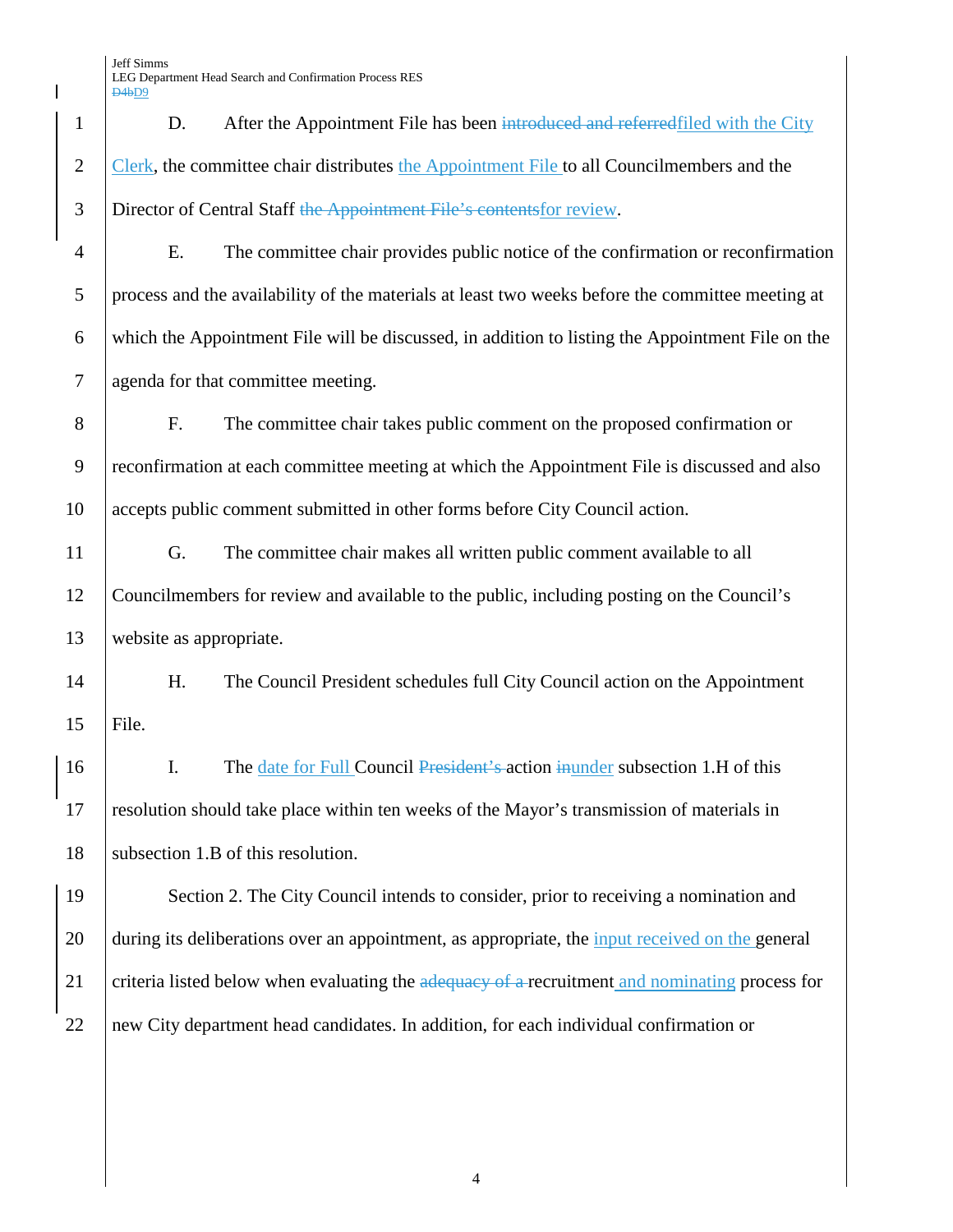D. After the Appointment File has been ~~introduced and referred~~filed with the City Clerk, the committee chair distributes the Appointment File to all Councilmembers and the Director of Central Staff ~~the Appointment File's contents~~for review.

E. The committee chair provides public notice of the confirmation or reconfirmation process and the availability of the materials at least two weeks before the committee meeting at which the Appointment File will be discussed, in addition to listing the Appointment File on the agenda for that committee meeting.

F. The committee chair takes public comment on the proposed confirmation or reconfirmation at each committee meeting at which the Appointment File is discussed and also accepts public comment submitted in other forms before City Council action.

G. The committee chair makes all written public comment available to all Councilmembers for review and available to the public, including posting on the Council's website as appropriate.

H. The Council President schedules full City Council action on the Appointment File.

I. The date for Full Council ~~President's~~ action ~~in~~under subsection 1.H of this resolution should take place within ten weeks of the Mayor's transmission of materials in subsection 1.B of this resolution.

Section 2. The City Council intends to consider, prior to receiving a nomination and during its deliberations over an appointment, as appropriate, the input received on the general criteria listed below when evaluating the ~~adequacy of a~~ recruitment and nominating process for new City department head candidates. In addition, for each individual confirmation or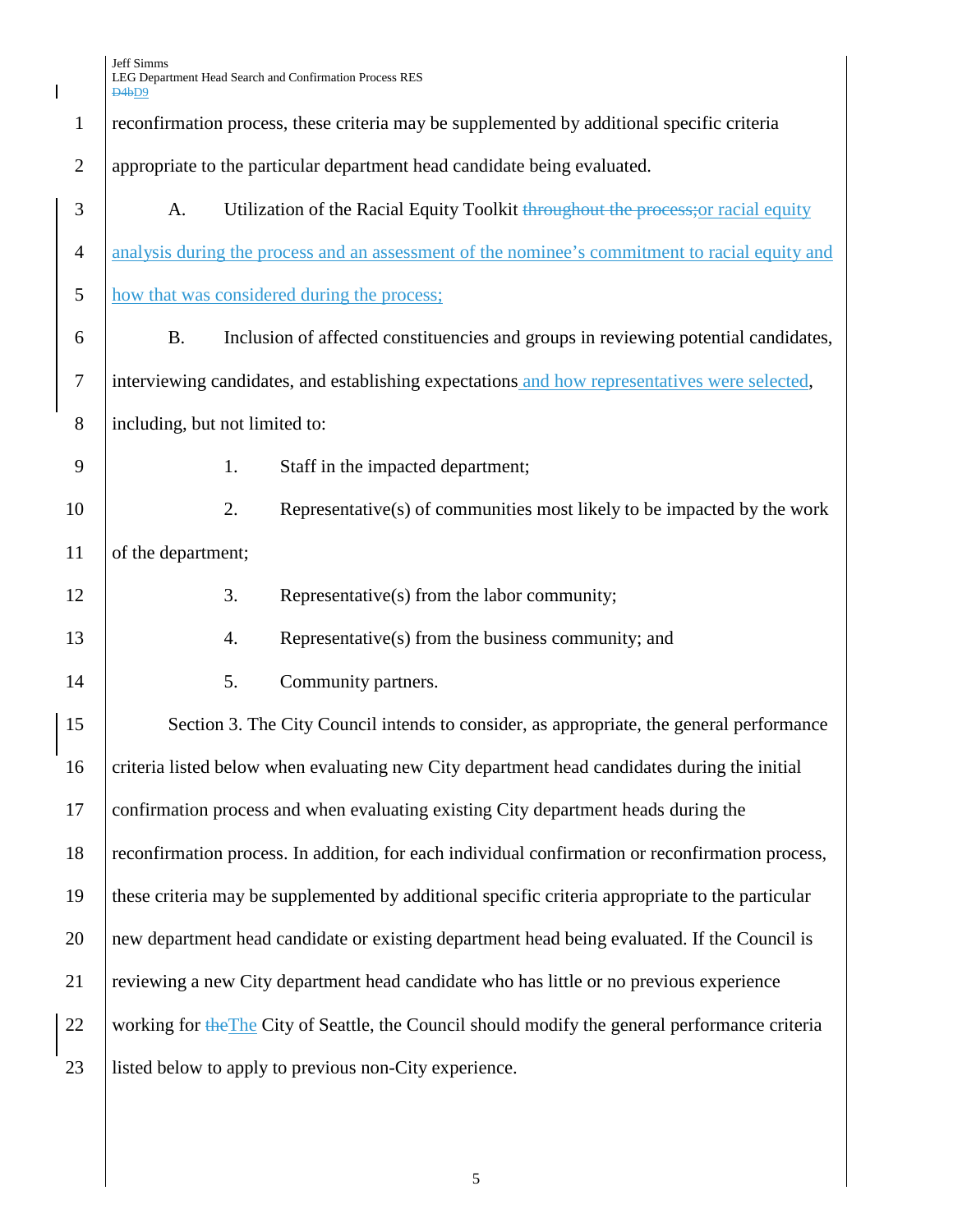reconfirmation process, these criteria may be supplemented by additional specific criteria appropriate to the particular department head candidate being evaluated.

A. Utilization of the Racial Equity Toolkit ~~throughout the process;~~ or racial equity analysis during the process and an assessment of the nominee's commitment to racial equity and how that was considered during the process;

B. Inclusion of affected constituencies and groups in reviewing potential candidates, interviewing candidates, and establishing expectations and how representatives were selected, including, but not limited to:

1. Staff in the impacted department;
2. Representative(s) of communities most likely to be impacted by the work of the department;
3. Representative(s) from the labor community;
4. Representative(s) from the business community; and
5. Community partners.

Section 3. The City Council intends to consider, as appropriate, the general performance criteria listed below when evaluating new City department head candidates during the initial confirmation process and when evaluating existing City department heads during the reconfirmation process. In addition, for each individual confirmation or reconfirmation process, these criteria may be supplemented by additional specific criteria appropriate to the particular new department head candidate or existing department head being evaluated. If the Council is reviewing a new City department head candidate who has little or no previous experience working for ~~the~~ The City of Seattle, the Council should modify the general performance criteria listed below to apply to previous non-City experience.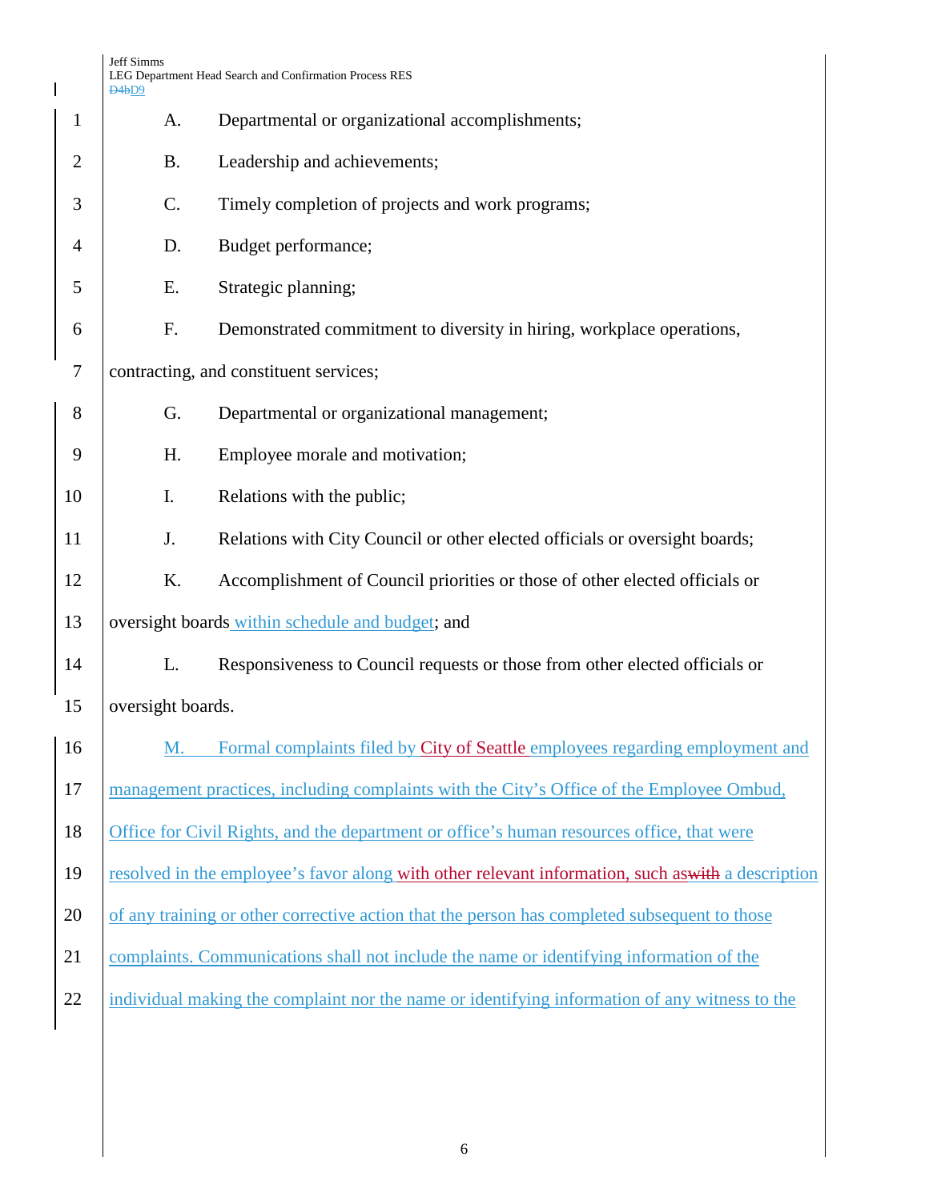A. Departmental or organizational accomplishments;

B. Leadership and achievements;

C. Timely completion of projects and work programs;

D. Budget performance;

E. Strategic planning;

F. Demonstrated commitment to diversity in hiring, workplace operations, contracting, and constituent services;

G. Departmental or organizational management;

H. Employee morale and motivation;

I. Relations with the public;

J. Relations with City Council or other elected officials or oversight boards;

K. Accomplishment of Council priorities or those of other elected officials or oversight boards within schedule and budget; and

L. Responsiveness to Council requests or those from other elected officials or oversight boards.

M. Formal complaints filed by City of Seattle employees regarding employment and management practices, including complaints with the City's Office of the Employee Ombud, Office for Civil Rights, and the department or office's human resources office, that were resolved in the employee's favor along with other relevant information, such as~~with~~ a description of any training or other corrective action that the person has completed subsequent to those complaints. Communications shall not include the name or identifying information of the individual making the complaint nor the name or identifying information of any witness to the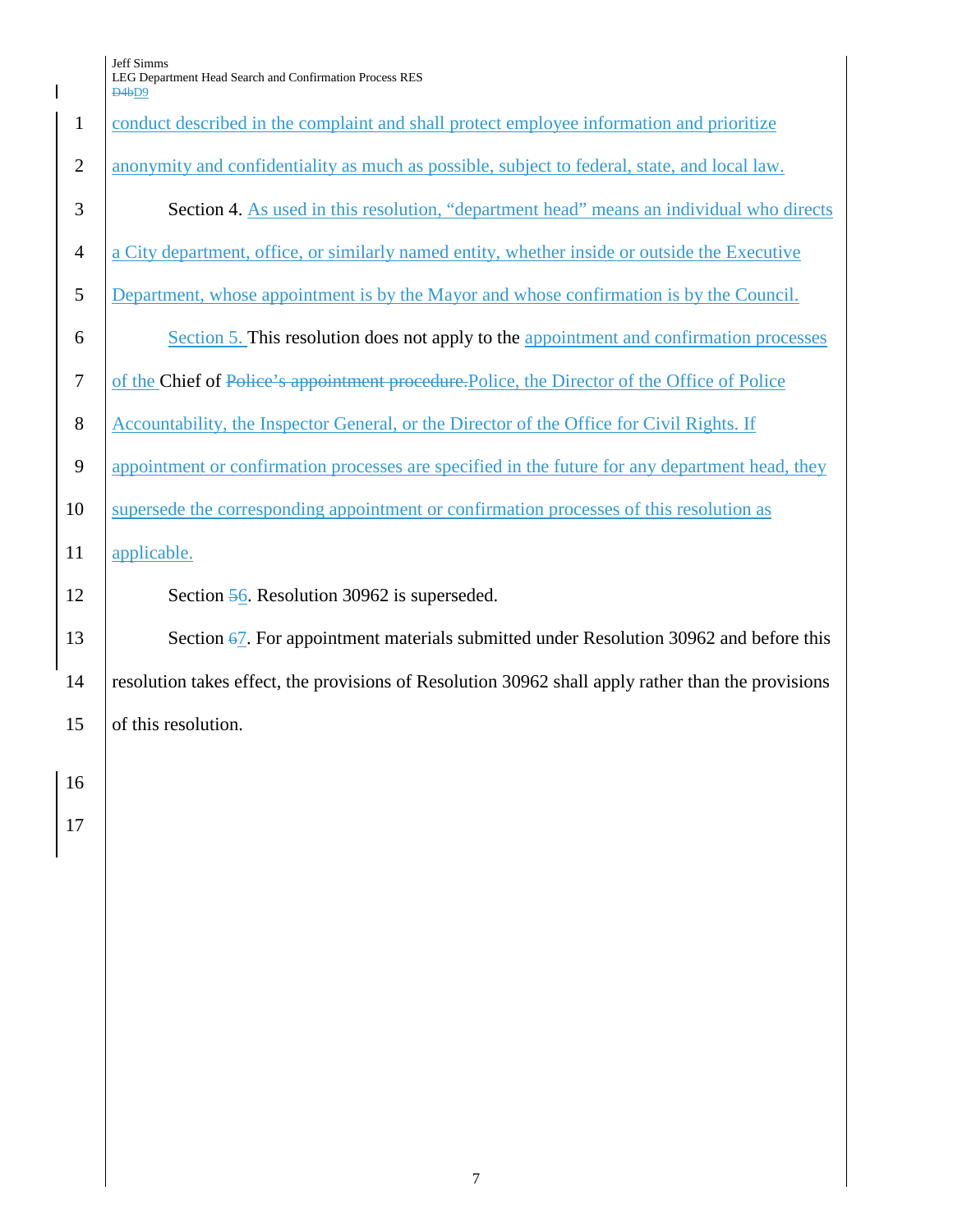conduct described in the complaint and shall protect employee information and prioritize anonymity and confidentiality as much as possible, subject to federal, state, and local law.

Section 4. As used in this resolution, "department head" means an individual who directs a City department, office, or similarly named entity, whether inside or outside the Executive Department, whose appointment is by the Mayor and whose confirmation is by the Council.

Section 5. This resolution does not apply to the appointment and confirmation processes of the Chief of ~~Police's appointment procedure.~~Police, the Director of the Office of Police Accountability, the Inspector General, or the Director of the Office for Civil Rights. If appointment or confirmation processes are specified in the future for any department head, they supersede the corresponding appointment or confirmation processes of this resolution as applicable.

Section ~~5~~6. Resolution 30962 is superseded.

Section ~~6~~7. For appointment materials submitted under Resolution 30962 and before this resolution takes effect, the provisions of Resolution 30962 shall apply rather than the provisions of this resolution.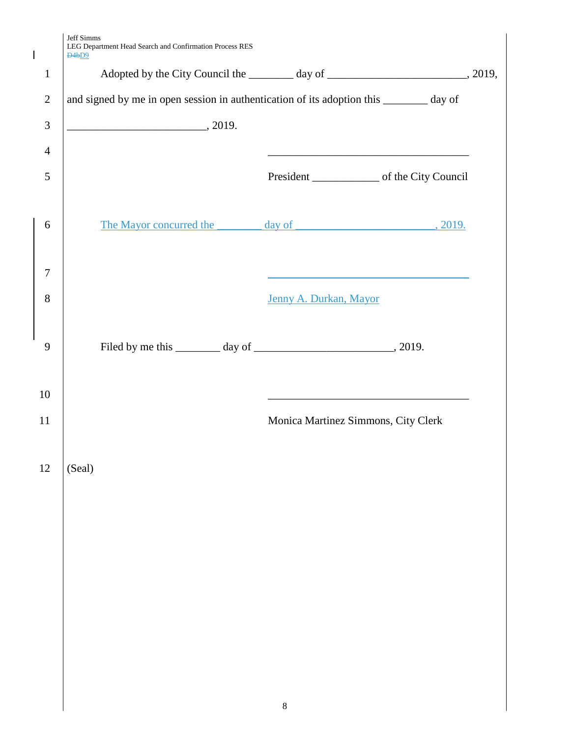Adopted by the City Council the ________ day of ________________________, 2019, and signed by me in open session in authentication of its adoption this ________ day of ________________________, 2019.

____________________________________

President ____________ of the City Council

The Mayor concurred the ________ day of ________________________, 2019.

____________________________________

Jenny A. Durkan, Mayor

Filed by me this ________ day of ________________________, 2019.

____________________________________

Monica Martinez Simmons, City Clerk

(Seal)